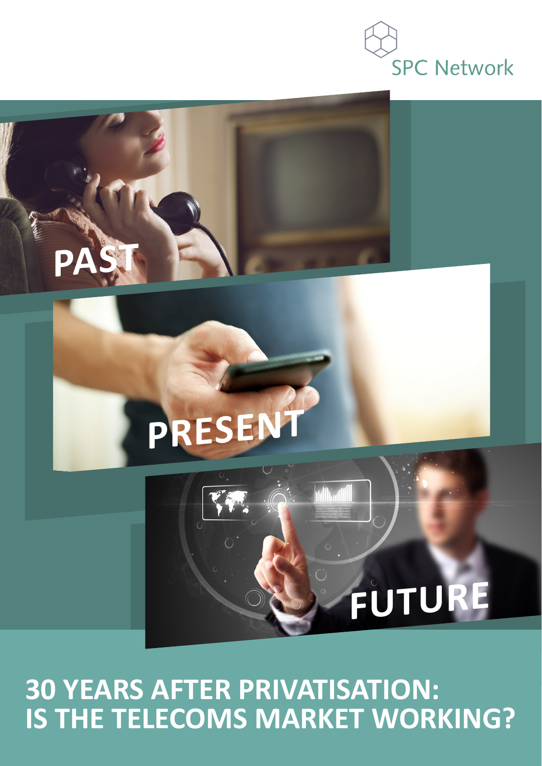SPC Network

PAST

PRESENT

FUTURE

# 30 YEARS AFTER PRIVATISATION: IS THE TELECOMS MARKET WORKING?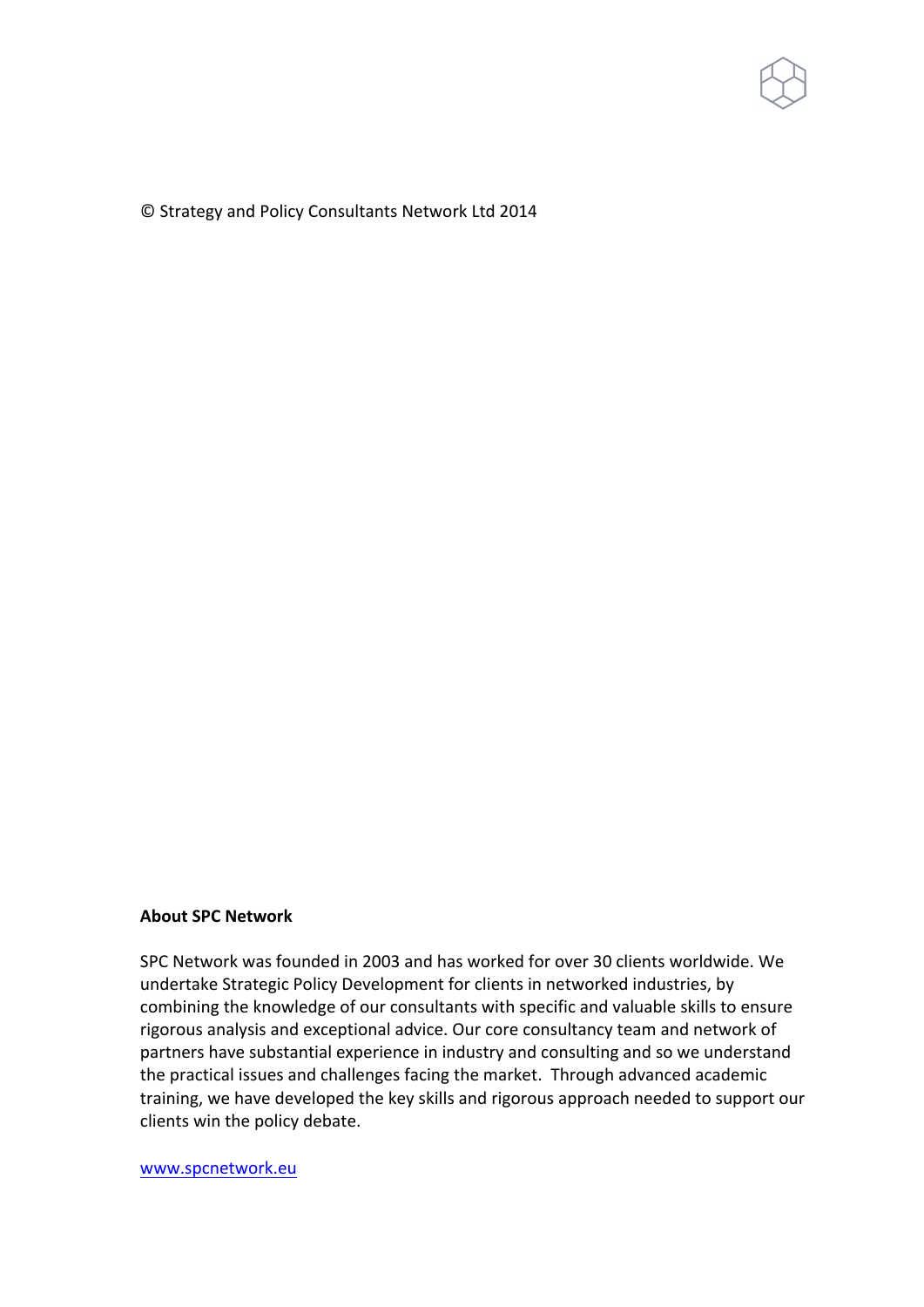© Strategy and Policy Consultants Network Ltd 2014

**About SPC Network**

SPC Network was founded in 2003 and has worked for over 30 clients worldwide. We undertake Strategic Policy Development for clients in networked industries, by combining the knowledge of our consultants with specific and valuable skills to ensure rigorous analysis and exceptional advice. Our core consultancy team and network of partners have substantial experience in industry and consulting and so we understand the practical issues and challenges facing the market. Through advanced academic training, we have developed the key skills and rigorous approach needed to support our clients win the policy debate.

www.spcnetwork.eu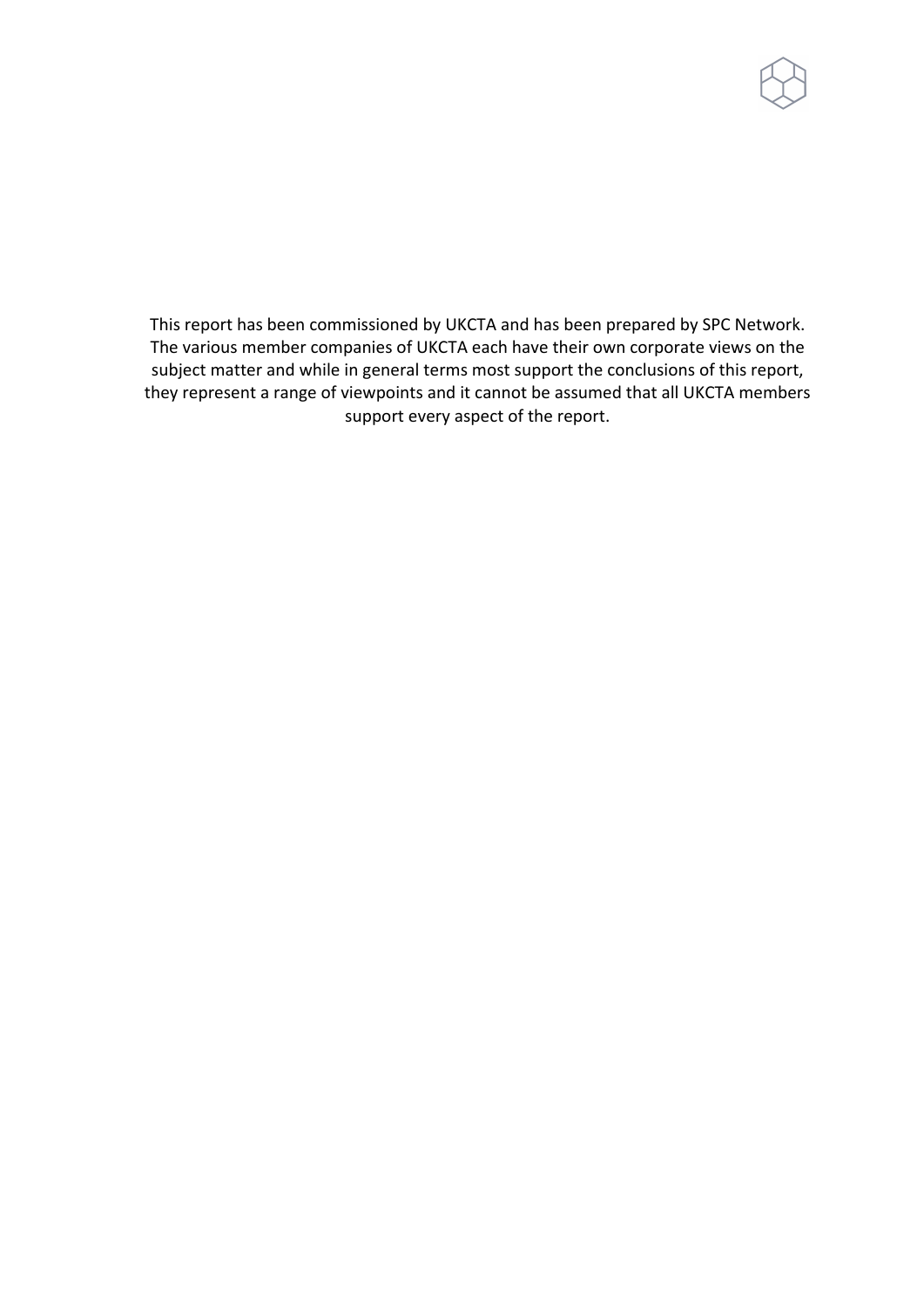This report has been commissioned by UKCTA and has been prepared by SPC Network. The various member companies of UKCTA each have their own corporate views on the subject matter and while in general terms most support the conclusions of this report, they represent a range of viewpoints and it cannot be assumed that all UKCTA members support every aspect of the report.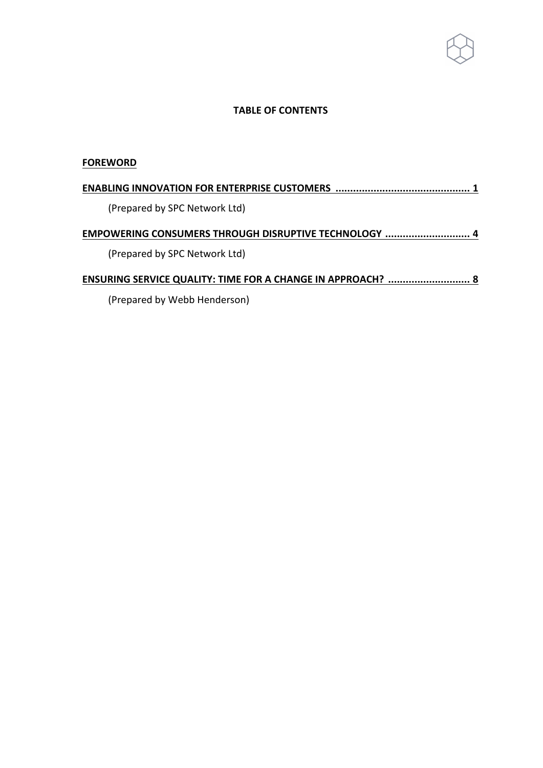**TABLE OF CONTENTS**

**FOREWORD**

**ENABLING INNOVATION FOR ENTERPRISE CUSTOMERS .............................................. 1**

(Prepared by SPC Network Ltd)

**EMPOWERING CONSUMERS THROUGH DISRUPTIVE TECHNOLOGY ............................. 4**

(Prepared by SPC Network Ltd)

**ENSURING SERVICE QUALITY: TIME FOR A CHANGE IN APPROACH? ............................ 8**

(Prepared by Webb Henderson)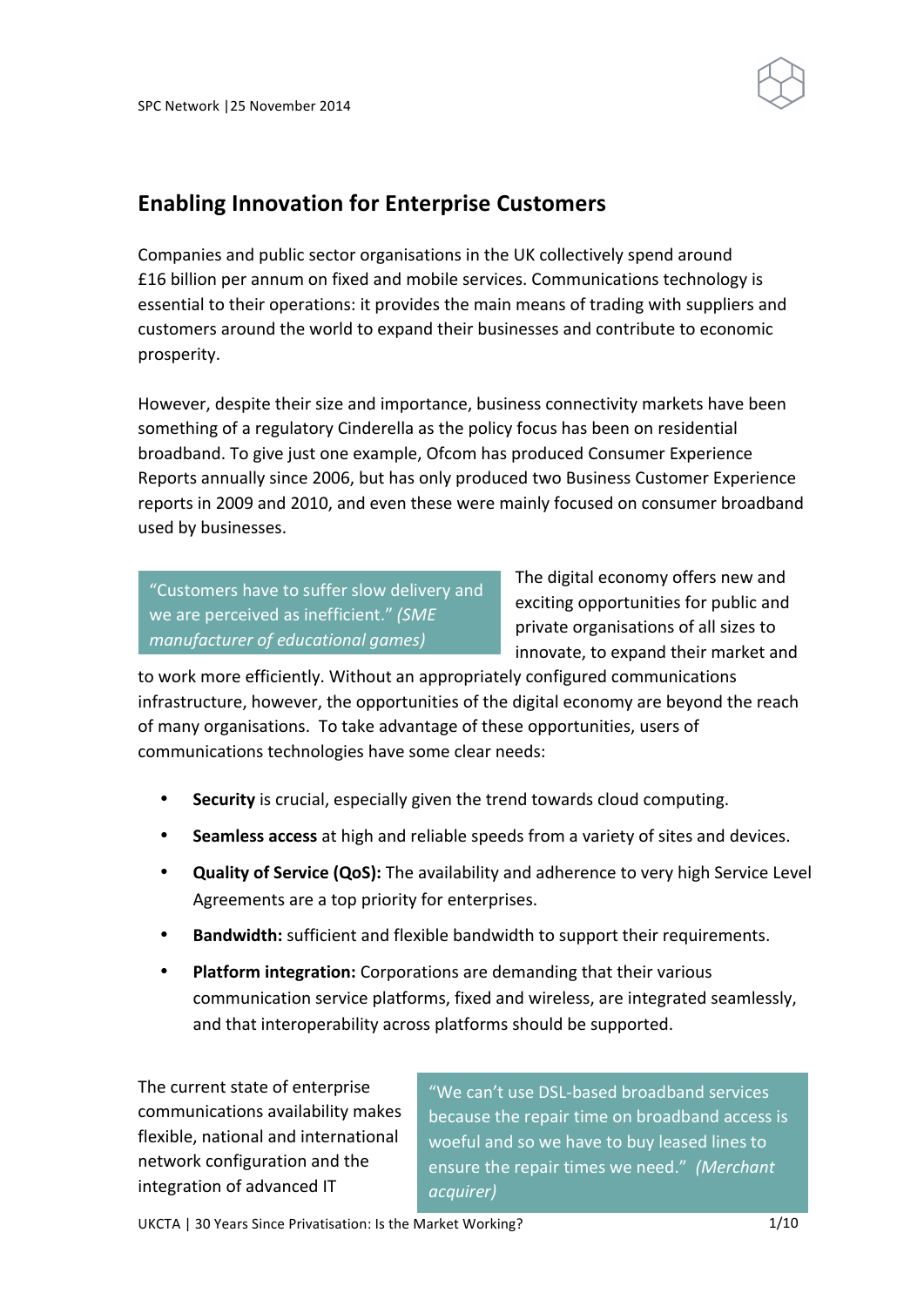## Enabling Innovation for Enterprise Customers

Companies and public sector organisations in the UK collectively spend around £16 billion per annum on fixed and mobile services. Communications technology is essential to their operations: it provides the main means of trading with suppliers and customers around the world to expand their businesses and contribute to economic prosperity.

However, despite their size and importance, business connectivity markets have been something of a regulatory Cinderella as the policy focus has been on residential broadband. To give just one example, Ofcom has produced Consumer Experience Reports annually since 2006, but has only produced two Business Customer Experience reports in 2009 and 2010, and even these were mainly focused on consumer broadband used by businesses.

> "Customers have to suffer slow delivery and we are perceived as inefficient." *(SME manufacturer of educational games)*

The digital economy offers new and exciting opportunities for public and private organisations of all sizes to innovate, to expand their market and to work more efficiently. Without an appropriately configured communications infrastructure, however, the opportunities of the digital economy are beyond the reach of many organisations. To take advantage of these opportunities, users of communications technologies have some clear needs:

- **Security** is crucial, especially given the trend towards cloud computing.
- **Seamless access** at high and reliable speeds from a variety of sites and devices.
- **Quality of Service (QoS):** The availability and adherence to very high Service Level Agreements are a top priority for enterprises.
- **Bandwidth:** sufficient and flexible bandwidth to support their requirements.
- **Platform integration:** Corporations are demanding that their various communication service platforms, fixed and wireless, are integrated seamlessly, and that interoperability across platforms should be supported.

> "We can't use DSL-based broadband services because the repair time on broadband access is woeful and so we have to buy leased lines to ensure the repair times we need." *(Merchant acquirer)*

The current state of enterprise communications availability makes flexible, national and international network configuration and the integration of advanced IT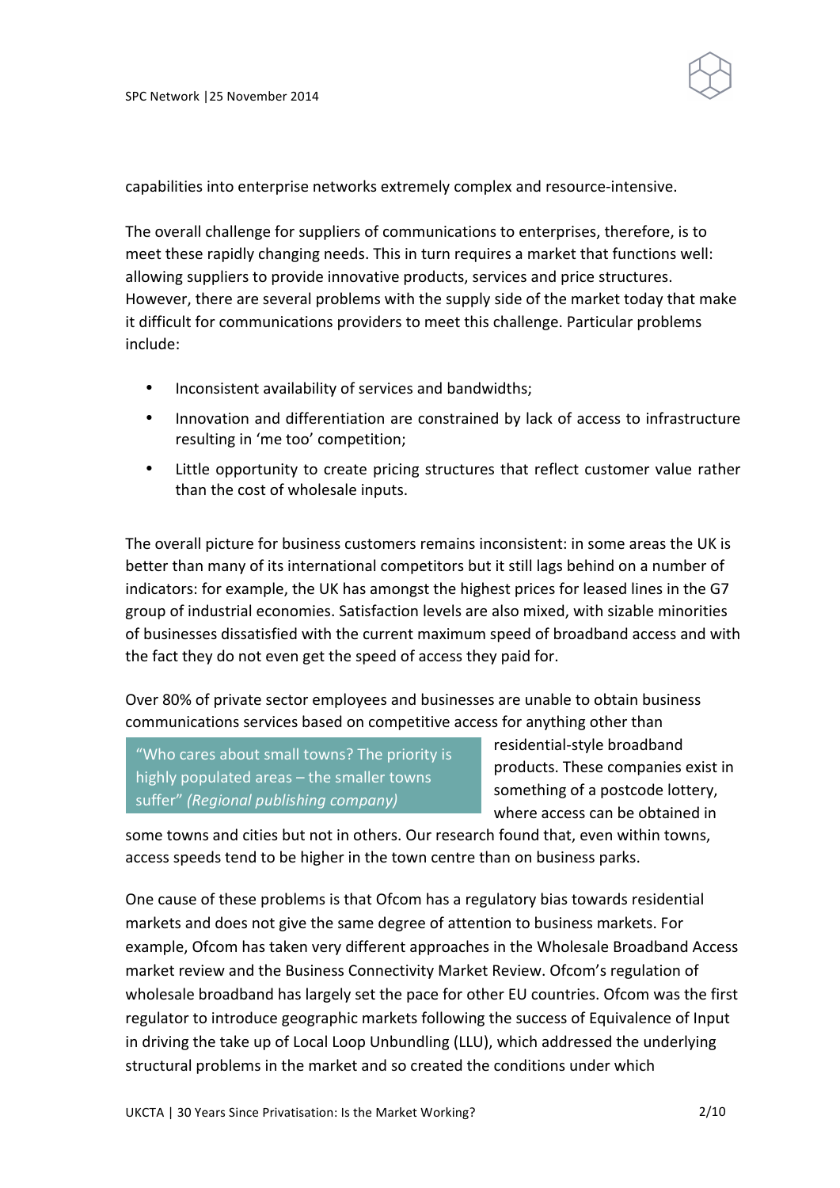capabilities into enterprise networks extremely complex and resource-intensive.

The overall challenge for suppliers of communications to enterprises, therefore, is to meet these rapidly changing needs. This in turn requires a market that functions well: allowing suppliers to provide innovative products, services and price structures. However, there are several problems with the supply side of the market today that make it difficult for communications providers to meet this challenge. Particular problems include:

- Inconsistent availability of services and bandwidths;
- Innovation and differentiation are constrained by lack of access to infrastructure resulting in 'me too' competition;
- Little opportunity to create pricing structures that reflect customer value rather than the cost of wholesale inputs.

The overall picture for business customers remains inconsistent: in some areas the UK is better than many of its international competitors but it still lags behind on a number of indicators: for example, the UK has amongst the highest prices for leased lines in the G7 group of industrial economies. Satisfaction levels are also mixed, with sizable minorities of businesses dissatisfied with the current maximum speed of broadband access and with the fact they do not even get the speed of access they paid for.

Over 80% of private sector employees and businesses are unable to obtain business communications services based on competitive access for anything other than residential-style broadband products. These companies exist in something of a postcode lottery, where access can be obtained in some towns and cities but not in others. Our research found that, even within towns, access speeds tend to be higher in the town centre than on business parks.

> "Who cares about small towns? The priority is highly populated areas – the smaller towns suffer" *(Regional publishing company)*

One cause of these problems is that Ofcom has a regulatory bias towards residential markets and does not give the same degree of attention to business markets. For example, Ofcom has taken very different approaches in the Wholesale Broadband Access market review and the Business Connectivity Market Review. Ofcom's regulation of wholesale broadband has largely set the pace for other EU countries. Ofcom was the first regulator to introduce geographic markets following the success of Equivalence of Input in driving the take up of Local Loop Unbundling (LLU), which addressed the underlying structural problems in the market and so created the conditions under which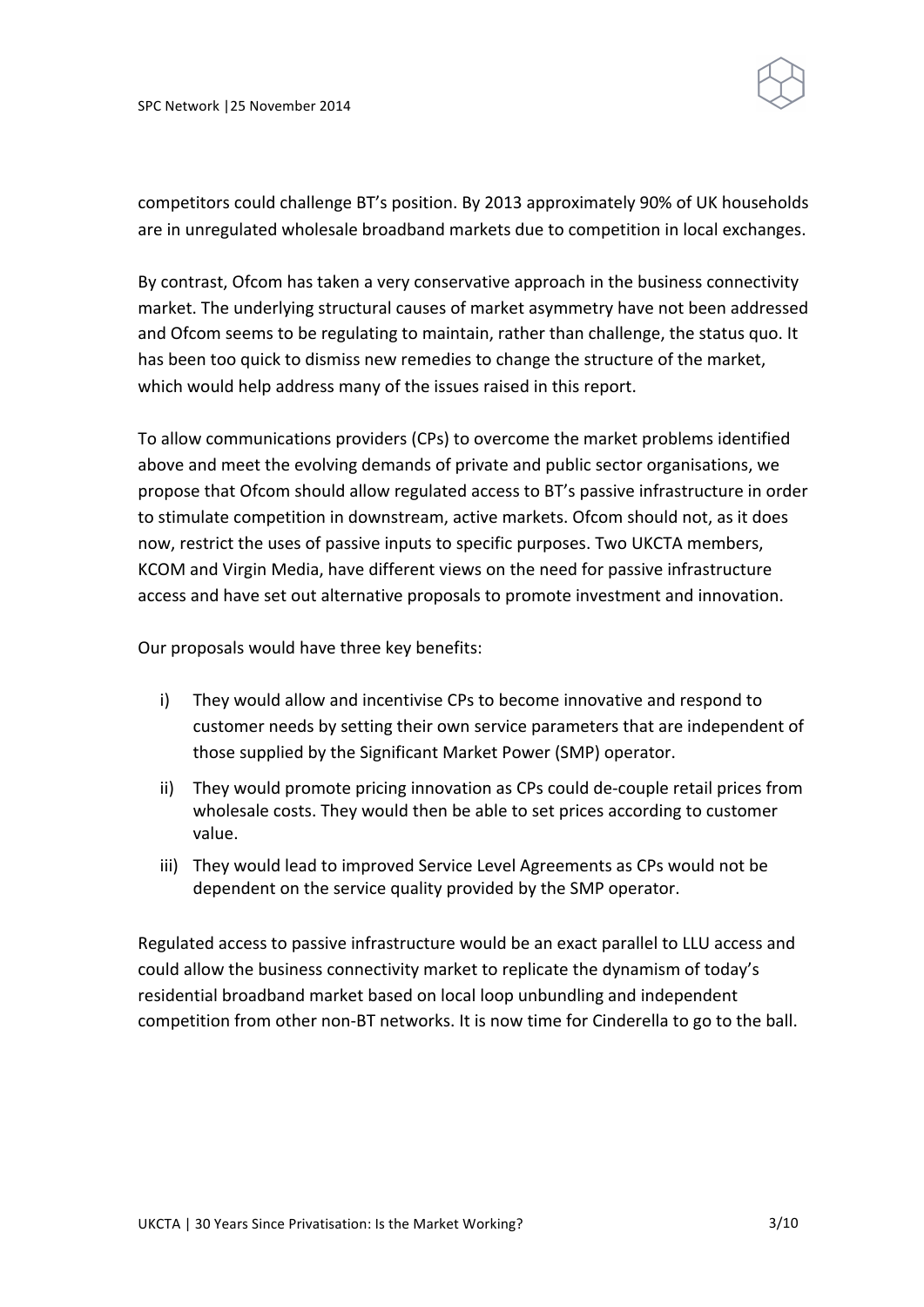competitors could challenge BT's position. By 2013 approximately 90% of UK households are in unregulated wholesale broadband markets due to competition in local exchanges.

By contrast, Ofcom has taken a very conservative approach in the business connectivity market. The underlying structural causes of market asymmetry have not been addressed and Ofcom seems to be regulating to maintain, rather than challenge, the status quo. It has been too quick to dismiss new remedies to change the structure of the market, which would help address many of the issues raised in this report.

To allow communications providers (CPs) to overcome the market problems identified above and meet the evolving demands of private and public sector organisations, we propose that Ofcom should allow regulated access to BT's passive infrastructure in order to stimulate competition in downstream, active markets. Ofcom should not, as it does now, restrict the uses of passive inputs to specific purposes. Two UKCTA members, KCOM and Virgin Media, have different views on the need for passive infrastructure access and have set out alternative proposals to promote investment and innovation.

Our proposals would have three key benefits:

i) They would allow and incentivise CPs to become innovative and respond to customer needs by setting their own service parameters that are independent of those supplied by the Significant Market Power (SMP) operator.

ii) They would promote pricing innovation as CPs could de-couple retail prices from wholesale costs. They would then be able to set prices according to customer value.

iii) They would lead to improved Service Level Agreements as CPs would not be dependent on the service quality provided by the SMP operator.

Regulated access to passive infrastructure would be an exact parallel to LLU access and could allow the business connectivity market to replicate the dynamism of today's residential broadband market based on local loop unbundling and independent competition from other non-BT networks. It is now time for Cinderella to go to the ball.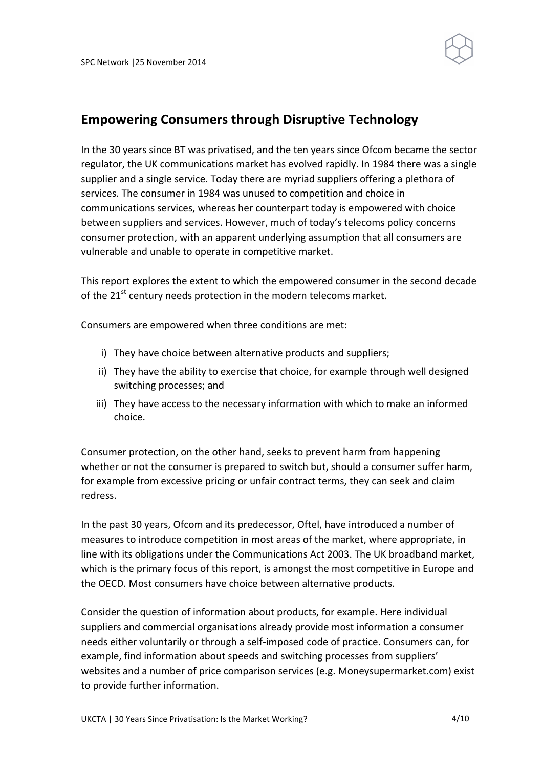## Empowering Consumers through Disruptive Technology

In the 30 years since BT was privatised, and the ten years since Ofcom became the sector regulator, the UK communications market has evolved rapidly. In 1984 there was a single supplier and a single service. Today there are myriad suppliers offering a plethora of services. The consumer in 1984 was unused to competition and choice in communications services, whereas her counterpart today is empowered with choice between suppliers and services. However, much of today's telecoms policy concerns consumer protection, with an apparent underlying assumption that all consumers are vulnerable and unable to operate in competitive market.

This report explores the extent to which the empowered consumer in the second decade of the 21st century needs protection in the modern telecoms market.

Consumers are empowered when three conditions are met:

i) They have choice between alternative products and suppliers;
ii) They have the ability to exercise that choice, for example through well designed switching processes; and
iii) They have access to the necessary information with which to make an informed choice.

Consumer protection, on the other hand, seeks to prevent harm from happening whether or not the consumer is prepared to switch but, should a consumer suffer harm, for example from excessive pricing or unfair contract terms, they can seek and claim redress.

In the past 30 years, Ofcom and its predecessor, Oftel, have introduced a number of measures to introduce competition in most areas of the market, where appropriate, in line with its obligations under the Communications Act 2003. The UK broadband market, which is the primary focus of this report, is amongst the most competitive in Europe and the OECD. Most consumers have choice between alternative products.

Consider the question of information about products, for example. Here individual suppliers and commercial organisations already provide most information a consumer needs either voluntarily or through a self-imposed code of practice. Consumers can, for example, find information about speeds and switching processes from suppliers' websites and a number of price comparison services (e.g. Moneysupermarket.com) exist to provide further information.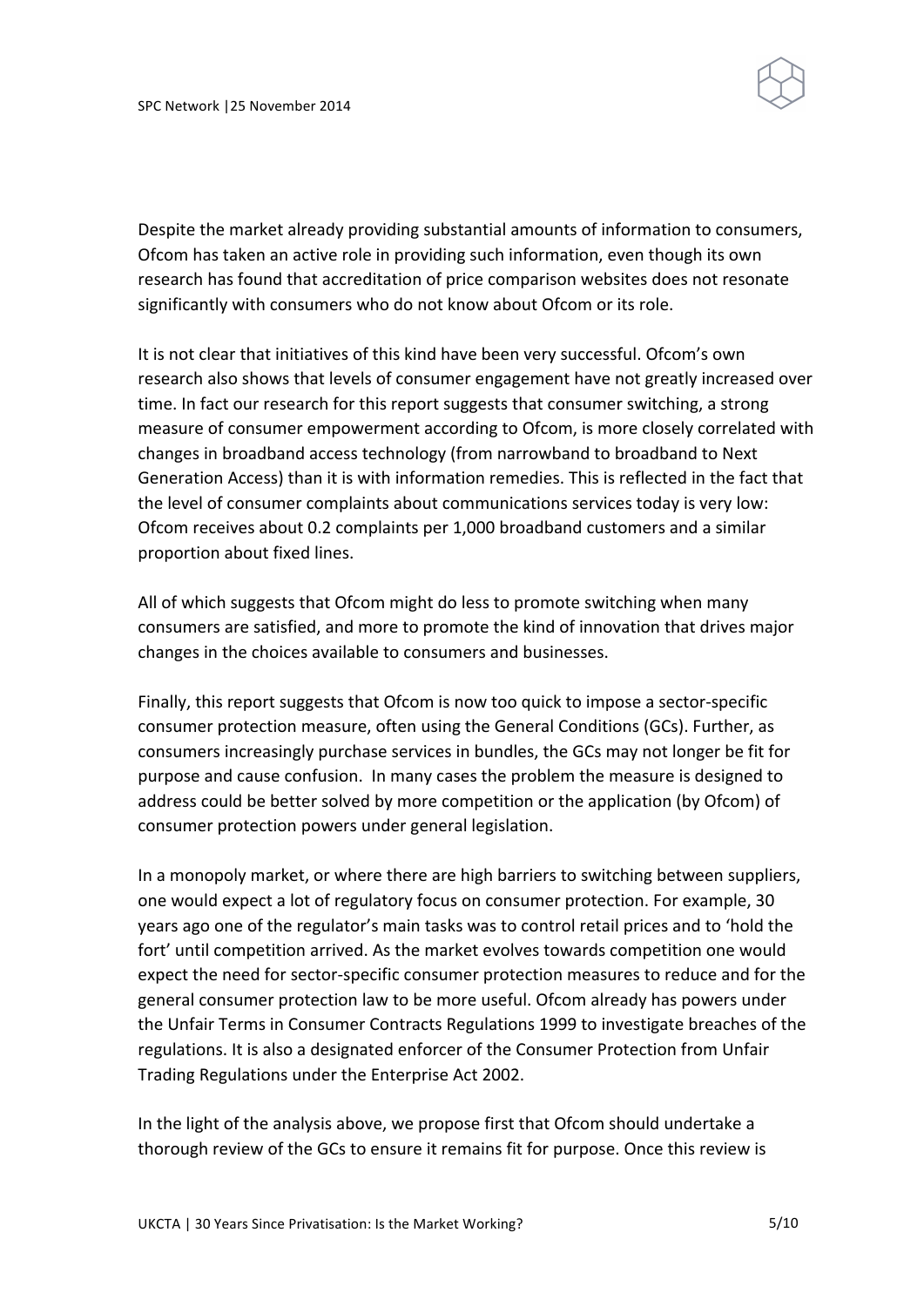Despite the market already providing substantial amounts of information to consumers, Ofcom has taken an active role in providing such information, even though its own research has found that accreditation of price comparison websites does not resonate significantly with consumers who do not know about Ofcom or its role.

It is not clear that initiatives of this kind have been very successful. Ofcom's own research also shows that levels of consumer engagement have not greatly increased over time. In fact our research for this report suggests that consumer switching, a strong measure of consumer empowerment according to Ofcom, is more closely correlated with changes in broadband access technology (from narrowband to broadband to Next Generation Access) than it is with information remedies. This is reflected in the fact that the level of consumer complaints about communications services today is very low: Ofcom receives about 0.2 complaints per 1,000 broadband customers and a similar proportion about fixed lines.

All of which suggests that Ofcom might do less to promote switching when many consumers are satisfied, and more to promote the kind of innovation that drives major changes in the choices available to consumers and businesses.

Finally, this report suggests that Ofcom is now too quick to impose a sector-specific consumer protection measure, often using the General Conditions (GCs). Further, as consumers increasingly purchase services in bundles, the GCs may not longer be fit for purpose and cause confusion. In many cases the problem the measure is designed to address could be better solved by more competition or the application (by Ofcom) of consumer protection powers under general legislation.

In a monopoly market, or where there are high barriers to switching between suppliers, one would expect a lot of regulatory focus on consumer protection. For example, 30 years ago one of the regulator's main tasks was to control retail prices and to 'hold the fort' until competition arrived. As the market evolves towards competition one would expect the need for sector-specific consumer protection measures to reduce and for the general consumer protection law to be more useful. Ofcom already has powers under the Unfair Terms in Consumer Contracts Regulations 1999 to investigate breaches of the regulations. It is also a designated enforcer of the Consumer Protection from Unfair Trading Regulations under the Enterprise Act 2002.

In the light of the analysis above, we propose first that Ofcom should undertake a thorough review of the GCs to ensure it remains fit for purpose. Once this review is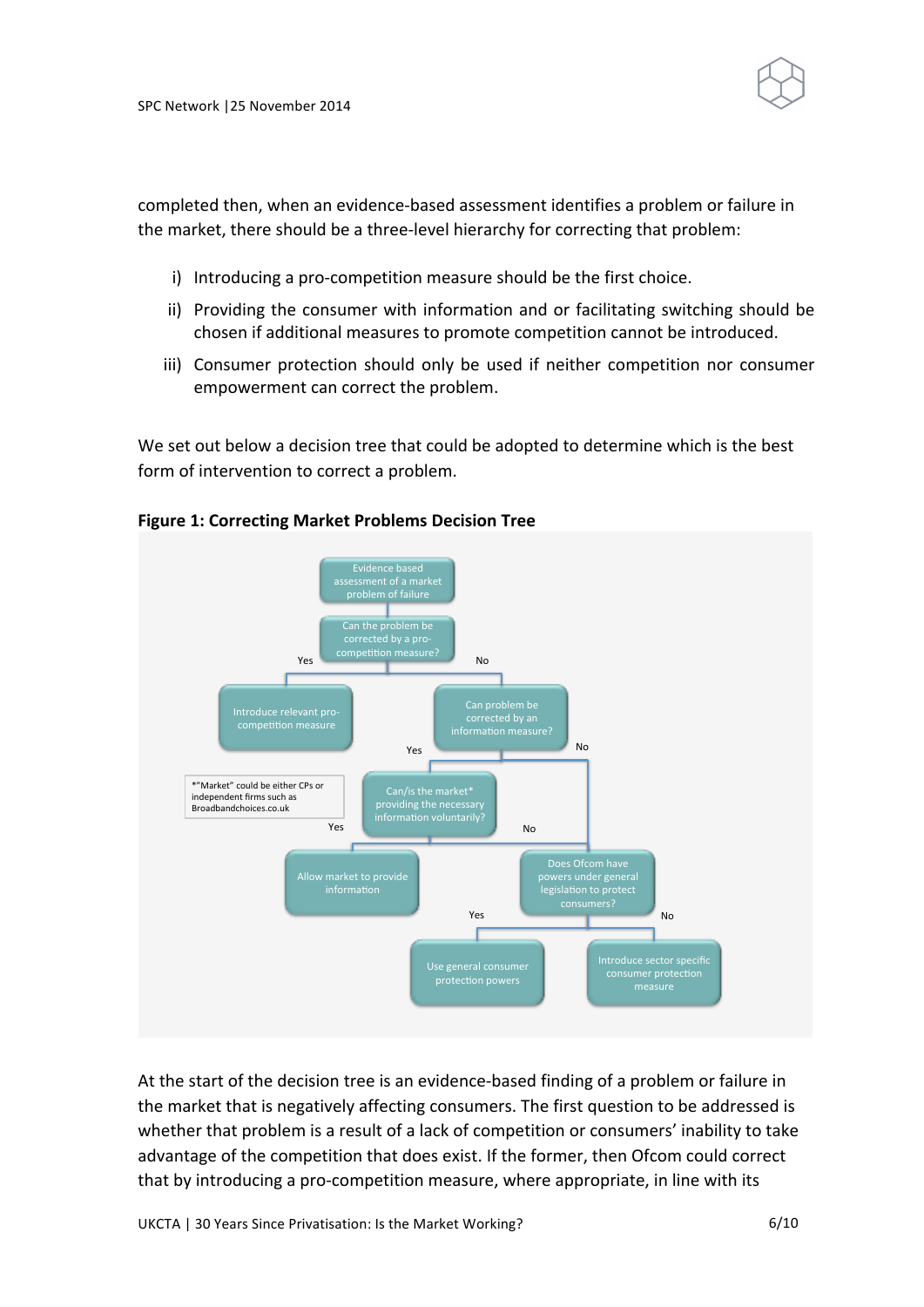completed then, when an evidence-based assessment identifies a problem or failure in the market, there should be a three-level hierarchy for correcting that problem:

i) Introducing a pro-competition measure should be the first choice.

ii) Providing the consumer with information and or facilitating switching should be chosen if additional measures to promote competition cannot be introduced.

iii) Consumer protection should only be used if neither competition nor consumer empowerment can correct the problem.

We set out below a decision tree that could be adopted to determine which is the best form of intervention to correct a problem.

**Figure 1: Correcting Market Problems Decision Tree**

- Evidence based assessment of a market problem of failure
  - Can the problem be corrected by a pro-competition measure?
    - Yes → Introduce relevant pro-competition measure
    - No → Can problem be corrected by an information measure?
      - Yes → Can/is the market* providing the necessary information voluntarily?
        - Yes → Allow market to provide information
        - No → Does Ofcom have powers under general legislation to protect consumers?
      - No → Does Ofcom have powers under general legislation to protect consumers?
        - Yes → Use general consumer protection powers
        - No → Introduce sector specific consumer protection measure

*"Market" could be either CPs or independent firms such as Broadbandchoices.co.uk

At the start of the decision tree is an evidence-based finding of a problem or failure in the market that is negatively affecting consumers. The first question to be addressed is whether that problem is a result of a lack of competition or consumers' inability to take advantage of the competition that does exist. If the former, then Ofcom could correct that by introducing a pro-competition measure, where appropriate, in line with its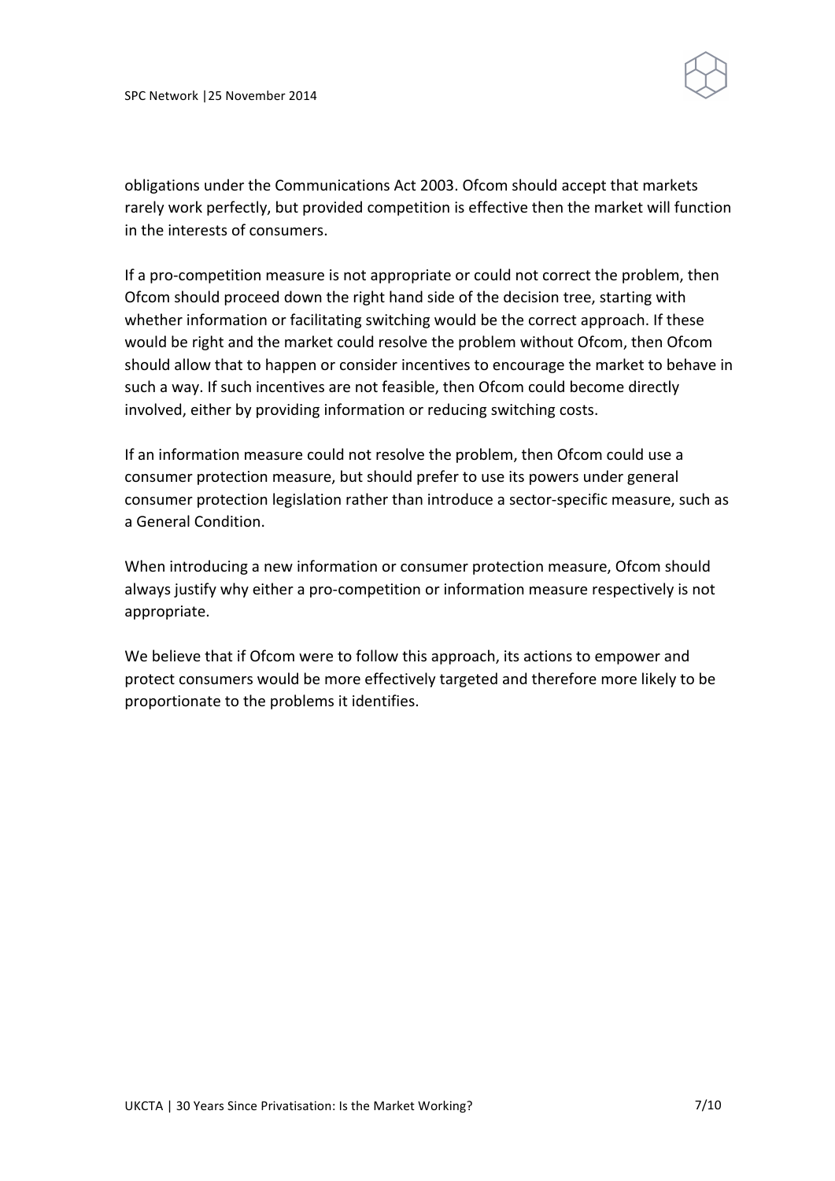obligations under the Communications Act 2003. Ofcom should accept that markets rarely work perfectly, but provided competition is effective then the market will function in the interests of consumers.

If a pro-competition measure is not appropriate or could not correct the problem, then Ofcom should proceed down the right hand side of the decision tree, starting with whether information or facilitating switching would be the correct approach. If these would be right and the market could resolve the problem without Ofcom, then Ofcom should allow that to happen or consider incentives to encourage the market to behave in such a way. If such incentives are not feasible, then Ofcom could become directly involved, either by providing information or reducing switching costs.

If an information measure could not resolve the problem, then Ofcom could use a consumer protection measure, but should prefer to use its powers under general consumer protection legislation rather than introduce a sector-specific measure, such as a General Condition.

When introducing a new information or consumer protection measure, Ofcom should always justify why either a pro-competition or information measure respectively is not appropriate.

We believe that if Ofcom were to follow this approach, its actions to empower and protect consumers would be more effectively targeted and therefore more likely to be proportionate to the problems it identifies.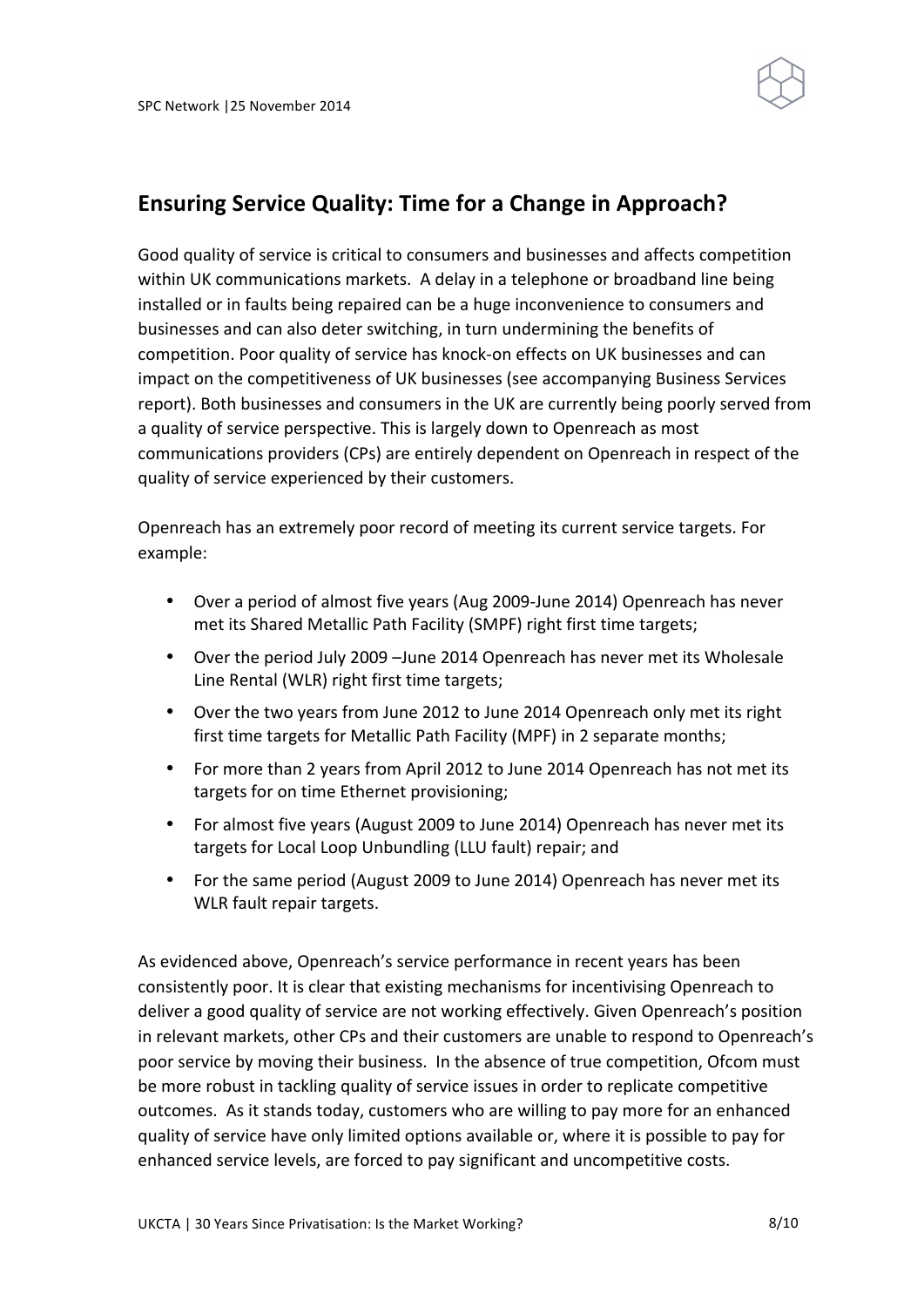## Ensuring Service Quality: Time for a Change in Approach?

Good quality of service is critical to consumers and businesses and affects competition within UK communications markets. A delay in a telephone or broadband line being installed or in faults being repaired can be a huge inconvenience to consumers and businesses and can also deter switching, in turn undermining the benefits of competition. Poor quality of service has knock-on effects on UK businesses and can impact on the competitiveness of UK businesses (see accompanying Business Services report). Both businesses and consumers in the UK are currently being poorly served from a quality of service perspective. This is largely down to Openreach as most communications providers (CPs) are entirely dependent on Openreach in respect of the quality of service experienced by their customers.

Openreach has an extremely poor record of meeting its current service targets. For example:

- Over a period of almost five years (Aug 2009-June 2014) Openreach has never met its Shared Metallic Path Facility (SMPF) right first time targets;
- Over the period July 2009 –June 2014 Openreach has never met its Wholesale Line Rental (WLR) right first time targets;
- Over the two years from June 2012 to June 2014 Openreach only met its right first time targets for Metallic Path Facility (MPF) in 2 separate months;
- For more than 2 years from April 2012 to June 2014 Openreach has not met its targets for on time Ethernet provisioning;
- For almost five years (August 2009 to June 2014) Openreach has never met its targets for Local Loop Unbundling (LLU fault) repair; and
- For the same period (August 2009 to June 2014) Openreach has never met its WLR fault repair targets.

As evidenced above, Openreach's service performance in recent years has been consistently poor. It is clear that existing mechanisms for incentivising Openreach to deliver a good quality of service are not working effectively. Given Openreach's position in relevant markets, other CPs and their customers are unable to respond to Openreach's poor service by moving their business. In the absence of true competition, Ofcom must be more robust in tackling quality of service issues in order to replicate competitive outcomes. As it stands today, customers who are willing to pay more for an enhanced quality of service have only limited options available or, where it is possible to pay for enhanced service levels, are forced to pay significant and uncompetitive costs.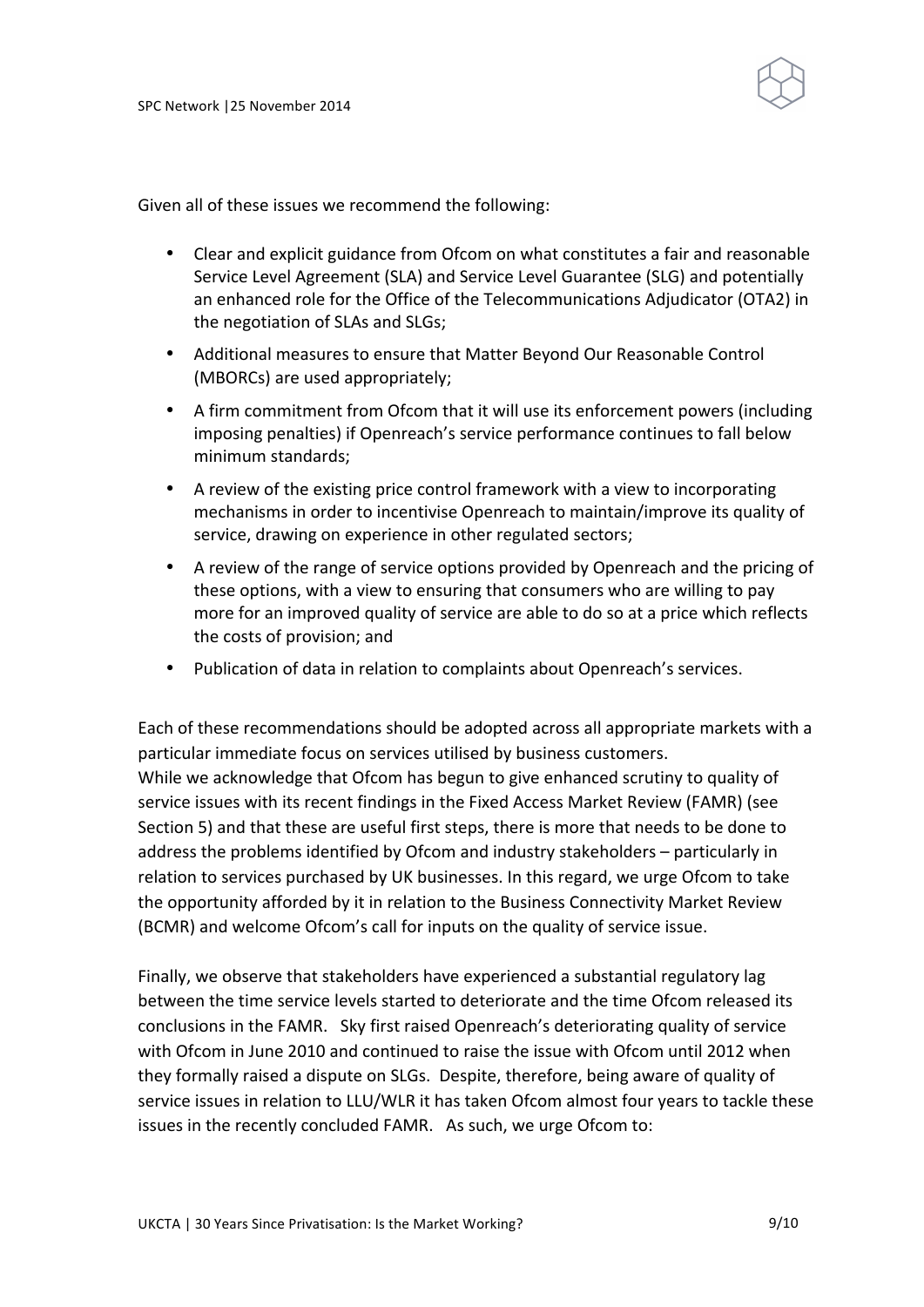Given all of these issues we recommend the following:

- Clear and explicit guidance from Ofcom on what constitutes a fair and reasonable Service Level Agreement (SLA) and Service Level Guarantee (SLG) and potentially an enhanced role for the Office of the Telecommunications Adjudicator (OTA2) in the negotiation of SLAs and SLGs;
- Additional measures to ensure that Matter Beyond Our Reasonable Control (MBORCs) are used appropriately;
- A firm commitment from Ofcom that it will use its enforcement powers (including imposing penalties) if Openreach's service performance continues to fall below minimum standards;
- A review of the existing price control framework with a view to incorporating mechanisms in order to incentivise Openreach to maintain/improve its quality of service, drawing on experience in other regulated sectors;
- A review of the range of service options provided by Openreach and the pricing of these options, with a view to ensuring that consumers who are willing to pay more for an improved quality of service are able to do so at a price which reflects the costs of provision; and
- Publication of data in relation to complaints about Openreach's services.

Each of these recommendations should be adopted across all appropriate markets with a particular immediate focus on services utilised by business customers.
While we acknowledge that Ofcom has begun to give enhanced scrutiny to quality of service issues with its recent findings in the Fixed Access Market Review (FAMR) (see Section 5) and that these are useful first steps, there is more that needs to be done to address the problems identified by Ofcom and industry stakeholders – particularly in relation to services purchased by UK businesses. In this regard, we urge Ofcom to take the opportunity afforded by it in relation to the Business Connectivity Market Review (BCMR) and welcome Ofcom's call for inputs on the quality of service issue.

Finally, we observe that stakeholders have experienced a substantial regulatory lag between the time service levels started to deteriorate and the time Ofcom released its conclusions in the FAMR. Sky first raised Openreach's deteriorating quality of service with Ofcom in June 2010 and continued to raise the issue with Ofcom until 2012 when they formally raised a dispute on SLGs. Despite, therefore, being aware of quality of service issues in relation to LLU/WLR it has taken Ofcom almost four years to tackle these issues in the recently concluded FAMR. As such, we urge Ofcom to: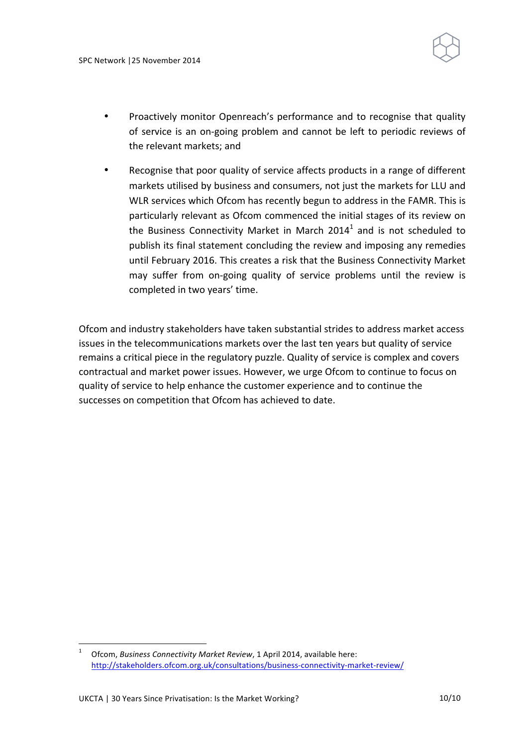- Proactively monitor Openreach's performance and to recognise that quality of service is an on-going problem and cannot be left to periodic reviews of the relevant markets; and

- Recognise that poor quality of service affects products in a range of different markets utilised by business and consumers, not just the markets for LLU and WLR services which Ofcom has recently begun to address in the FAMR. This is particularly relevant as Ofcom commenced the initial stages of its review on the Business Connectivity Market in March 2014[1] and is not scheduled to publish its final statement concluding the review and imposing any remedies until February 2016. This creates a risk that the Business Connectivity Market may suffer from on-going quality of service problems until the review is completed in two years' time.

Ofcom and industry stakeholders have taken substantial strides to address market access issues in the telecommunications markets over the last ten years but quality of service remains a critical piece in the regulatory puzzle. Quality of service is complex and covers contractual and market power issues. However, we urge Ofcom to continue to focus on quality of service to help enhance the customer experience and to continue the successes on competition that Ofcom has achieved to date.

---

[1] Ofcom, *Business Connectivity Market Review*, 1 April 2014, available here: http://stakeholders.ofcom.org.uk/consultations/business-connectivity-market-review/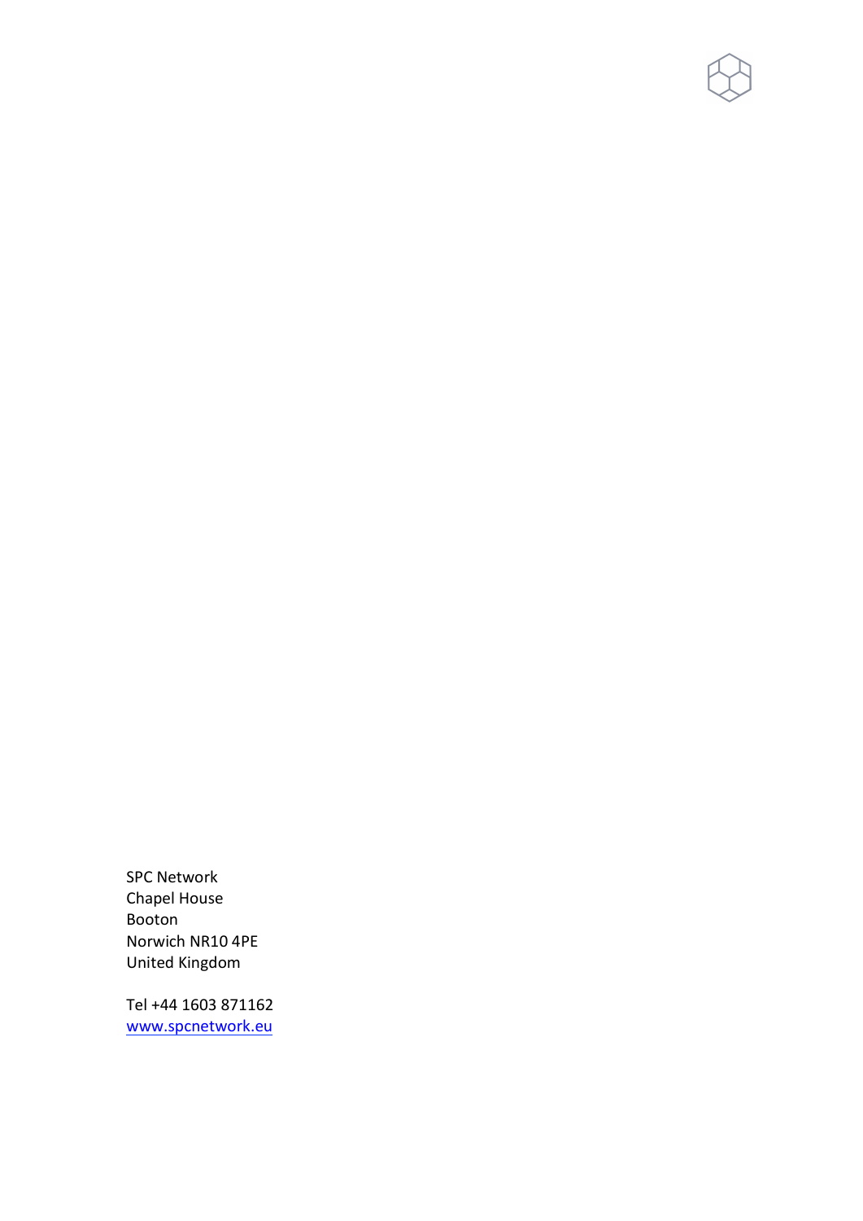SPC Network
Chapel House
Booton
Norwich NR10 4PE
United Kingdom

Tel +44 1603 871162
www.spcnetwork.eu